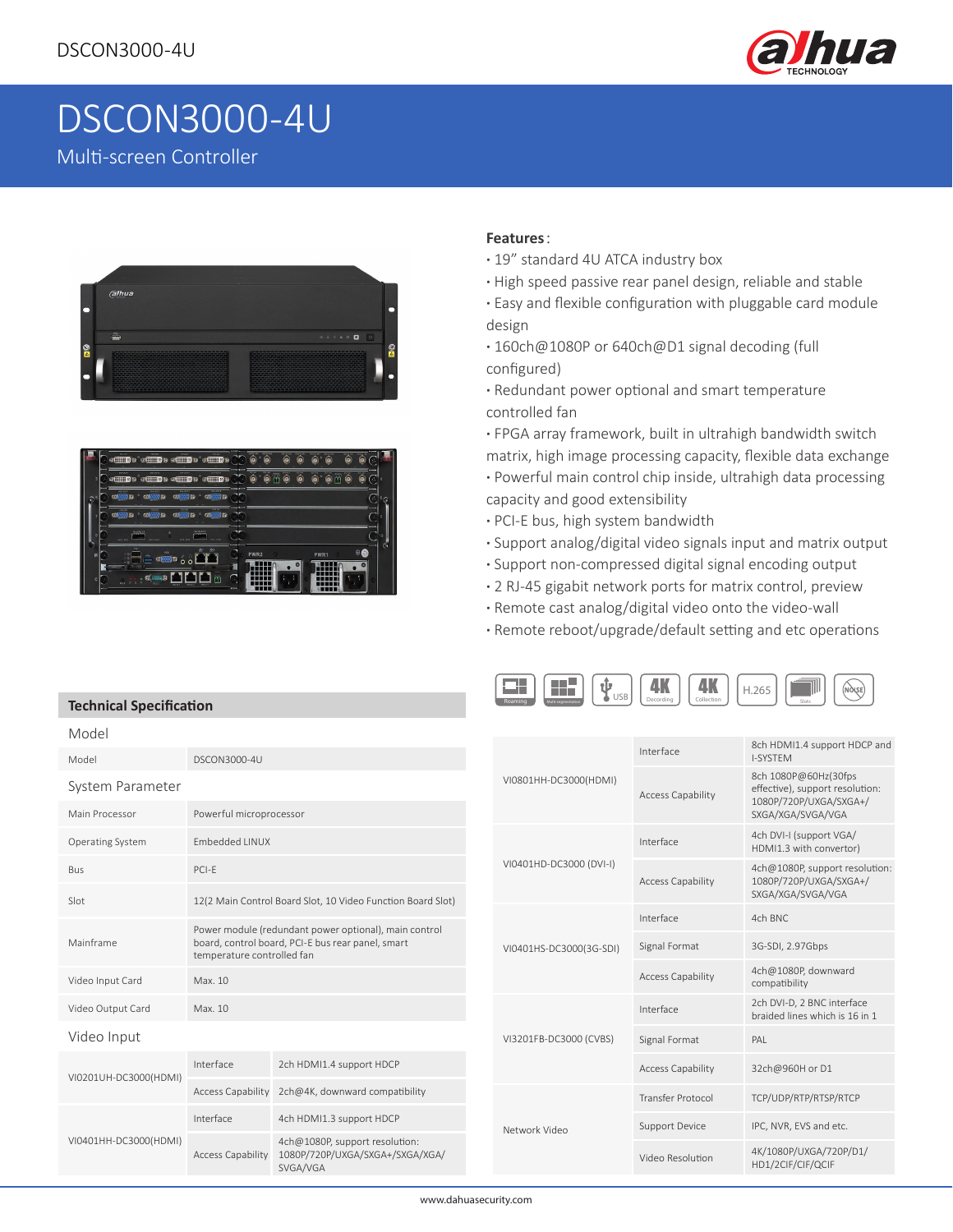# DSCON3000-4U

Multi-screen Controller

**Features**:

- 19" standard 4U ATCA industry box
- High speed passive rear panel design, reliable and stable
- Easy and flexible configuration with pluggable card module design
- 160ch@1080P or 640ch@D1 signal decoding (full configured)
- Redundant power optional and smart temperature controlled fan
- FPGA array framework, built in ultrahigh bandwidth switch matrix, high image processing capacity, flexible data exchange
- Powerful main control chip inside, ultrahigh data processing capacity and good extensibility
- PCI-E bus, high system bandwidth
- Support analog/digital video signals input and matrix output
- Support non-compressed digital signal encoding output
- 2 RJ-45 gigabit network ports for matrix control, preview
- Remote cast analog/digital video onto the video-wall
- Remote reboot/upgrade/default setting and etc operations

## Technical Specification

| Model | | |
|---|---|---|
| Model | DSCON3000-4U | |
| **System Parameter** | | |
| Main Processor | Powerful microprocessor | |
| Operating System | Embedded LINUX | |
| Bus | PCI-E | |
| Slot | 12(2 Main Control Board Slot, 10 Video Function Board Slot) | |
| Mainframe | Power module (redundant power optional), main control board, control board, PCI-E bus rear panel, smart temperature controlled fan | |
| Video Input Card | Max. 10 | |
| Video Output Card | Max. 10 | |
| **Video Input** | | |
| VI0201UH-DC3000(HDMI) | Interface | 2ch HDMI1.4 support HDCP |
| | Access Capability | 2ch@4K, downward compatibility |
| VI0401HH-DC3000(HDMI) | Interface | 4ch HDMI1.3 support HDCP |
| | Access Capability | 4ch@1080P, support resolution: 1080P/720P/UXGA/SXGA+/SXGA/XGA/SVGA/VGA |
| VI0801HH-DC3000(HDMI) | Interface | 8ch HDMI1.4 support HDCP and I-SYSTEM |
| | Access Capability | 8ch 1080P@60Hz(30fps effective), support resolution: 1080P/720P/UXGA/SXGA+/SXGA/XGA/SVGA/VGA |
| VI0401HD-DC3000 (DVI-I) | Interface | 4ch DVI-I (support VGA/HDMI1.3 with convertor) |
| | Access Capability | 4ch@1080P, support resolution: 1080P/720P/UXGA/SXGA+/SXGA/XGA/SVGA/VGA |
| VI0401HS-DC3000(3G-SDI) | Interface | 4ch BNC |
| | Signal Format | 3G-SDI, 2.97Gbps |
| | Access Capability | 4ch@1080P, downward compatibility |
| VI3201FB-DC3000 (CVBS) | Interface | 2ch DVI-D, 2 BNC interface braided lines which is 16 in 1 |
| | Signal Format | PAL |
| | Access Capability | 32ch@960H or D1 |
| Network Video | Transfer Protocol | TCP/UDP/RTP/RTSP/RTCP |
| | Support Device | IPC, NVR, EVS and etc. |
| | Video Resolution | 4K/1080P/UXGA/720P/D1/HD1/2CIF/CIF/QCIF |

www.dahuasecurity.com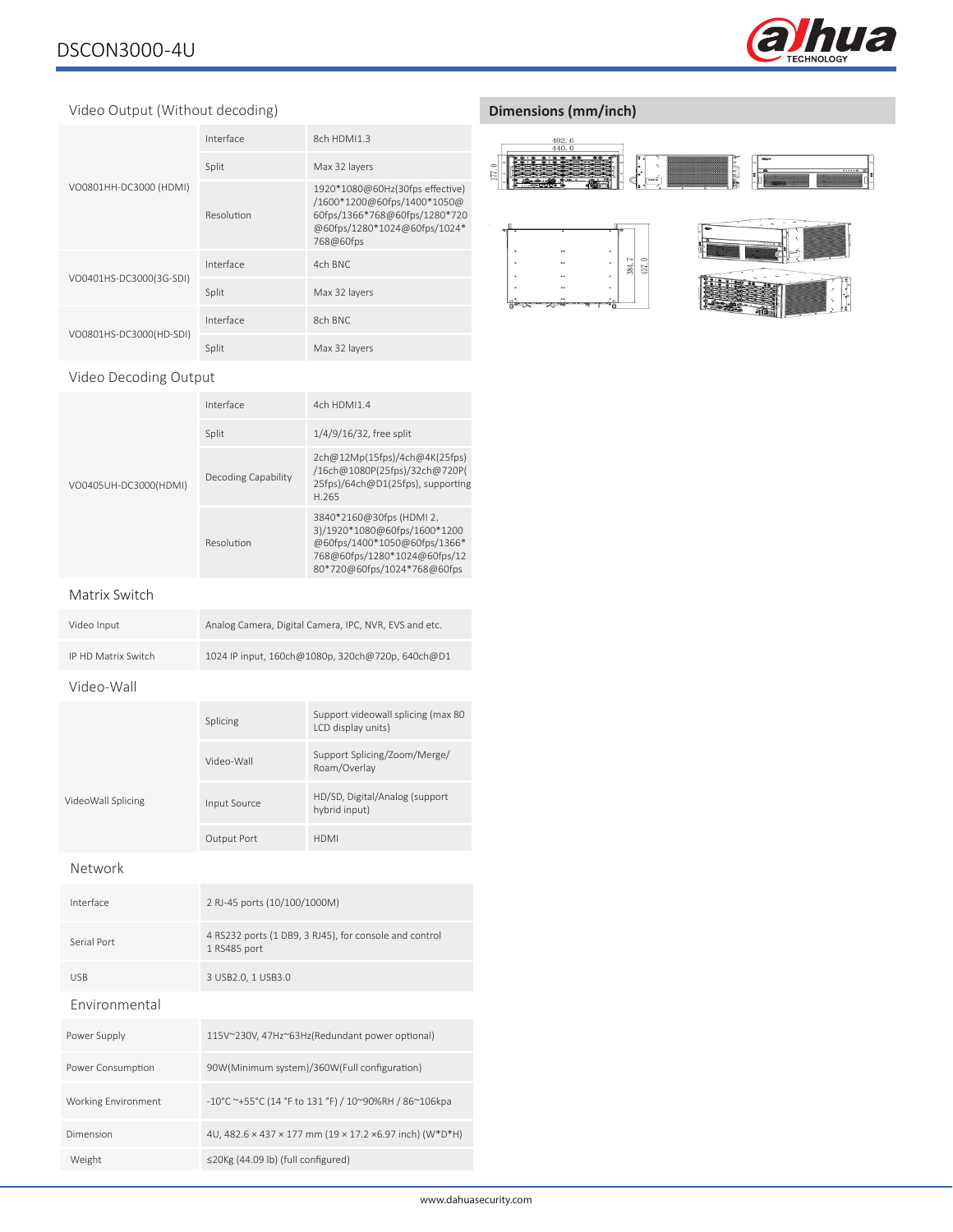DSCON3000-4U

### Video Output (Without decoding)

| | | |
|---|---|---|
| VO0801HH-DC3000 (HDMI) | Interface | 8ch HDMI1.3 |
| | Split | Max 32 layers |
| | Resolution | 1920*1080@60Hz(30fps effective)/1600*1200@60fps/1400*1050@60fps/1366*768@60fps/1280*720@60fps/1280*1024@60fps/1024*768@60fps |
| VO0401HS-DC3000(3G-SDI) | Interface | 4ch BNC |
| | Split | Max 32 layers |
| VO0801HS-DC3000(HD-SDI) | Interface | 8ch BNC |
| | Split | Max 32 layers |

### Video Decoding Output

| | | |
|---|---|---|
| VO0405UH-DC3000(HDMI) | Interface | 4ch HDMI1.4 |
| | Split | 1/4/9/16/32, free split |
| | Decoding Capability | 2ch@12Mp(15fps)/4ch@4K(25fps)/16ch@1080P(25fps)/32ch@720P(25fps)/64ch@D1(25fps), supporting H.265 |
| | Resolution | 3840*2160@30fps (HDMI 2, 3)/1920*1080@60fps/1600*1200@60fps/1400*1050@60fps/1366*768@60fps/1280*1024@60fps/1280*720@60fps/1024*768@60fps |

### Matrix Switch

| | |
|---|---|
| Video Input | Analog Camera, Digital Camera, IPC, NVR, EVS and etc. |
| IP HD Matrix Switch | 1024 IP input, 160ch@1080p, 320ch@720p, 640ch@D1 |

### Video-Wall

| | | |
|---|---|---|
| VideoWall Splicing | Splicing | Support videowall splicing (max 80 LCD display units) |
| | Video-Wall | Support Splicing/Zoom/Merge/Roam/Overlay |
| | Input Source | HD/SD, Digital/Analog (support hybrid input) |
| | Output Port | HDMI |

### Network

| | |
|---|---|
| Interface | 2 RJ-45 ports (10/100/1000M) |
| Serial Port | 4 RS232 ports (1 DB9, 3 RJ45), for console and control<br>1 RS485 port |
| USB | 3 USB2.0, 1 USB3.0 |

### Environmental

| | |
|---|---|
| Power Supply | 115V~230V, 47Hz~63Hz(Redundant power optional) |
| Power Consumption | 90W(Minimum system)/360W(Full configuration) |
| Working Environment | -10°C ~+55°C (14 °F to 131 °F) / 10~90%RH / 86~106kpa |
| Dimension | 4U, 482.6 × 437 × 177 mm (19 × 17.2 ×6.97 inch) (W*D*H) |
| Weight | ≤20Kg (44.09 lb) (full configured) |

## Dimensions (mm/inch)

482.6
440.0
177.0
384.7
437.0

www.dahuasecurity.com